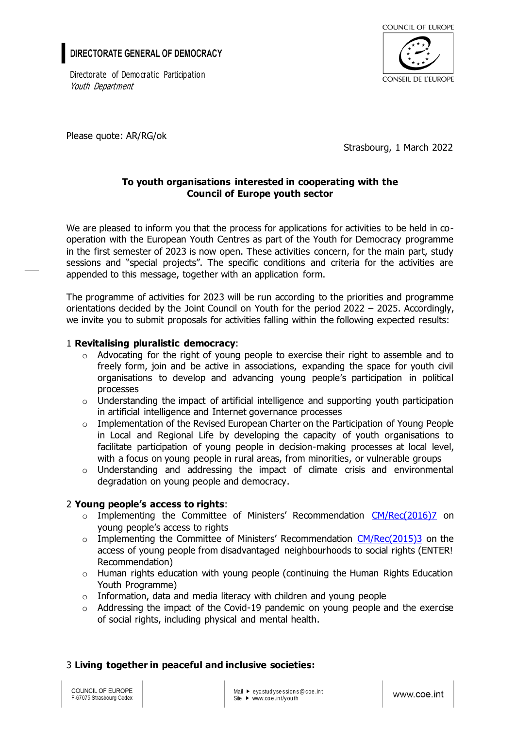**DIRECTORATE GENERAL OF DEMOCRACY**

Directorate of Democratic Participation
*Youth Department*

COUNCIL OF EUROPE
CONSEIL DE L'EUROPE

Please quote: AR/RG/ok

Strasbourg, 1 March 2022

**To youth organisations interested in cooperating with the Council of Europe youth sector**

We are pleased to inform you that the process for applications for activities to be held in co-operation with the European Youth Centres as part of the Youth for Democracy programme in the first semester of 2023 is now open. These activities concern, for the main part, study sessions and "special projects". The specific conditions and criteria for the activities are appended to this message, together with an application form.

The programme of activities for 2023 will be run according to the priorities and programme orientations decided by the Joint Council on Youth for the period 2022 – 2025. Accordingly, we invite you to submit proposals for activities falling within the following expected results:

1 **Revitalising pluralistic democracy**:

- Advocating for the right of young people to exercise their right to assemble and to freely form, join and be active in associations, expanding the space for youth civil organisations to develop and advancing young people's participation in political processes
- Understanding the impact of artificial intelligence and supporting youth participation in artificial intelligence and Internet governance processes
- Implementation of the Revised European Charter on the Participation of Young People in Local and Regional Life by developing the capacity of youth organisations to facilitate participation of young people in decision-making processes at local level, with a focus on young people in rural areas, from minorities, or vulnerable groups
- Understanding and addressing the impact of climate crisis and environmental degradation on young people and democracy.

2 **Young people's access to rights**:

- Implementing the Committee of Ministers' Recommendation CM/Rec(2016)7 on young people's access to rights
- Implementing the Committee of Ministers' Recommendation CM/Rec(2015)3 on the access of young people from disadvantaged neighbourhoods to social rights (ENTER! Recommendation)
- Human rights education with young people (continuing the Human Rights Education Youth Programme)
- Information, data and media literacy with children and young people
- Addressing the impact of the Covid-19 pandemic on young people and the exercise of social rights, including physical and mental health.

3 **Living together in peaceful and inclusive societies:**

COUNCIL OF EUROPE
F-67075 Strasbourg Cedex

Mail ▸ eyc.studysessions@coe.int
Site ▸ www.coe.int/youth

www.coe.int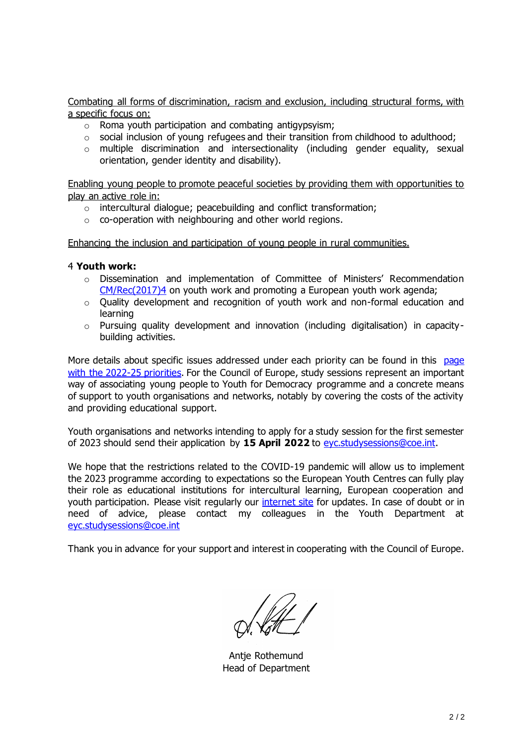Combating all forms of discrimination, racism and exclusion, including structural forms, with a specific focus on:

- Roma youth participation and combating antigypsyism;
- social inclusion of young refugees and their transition from childhood to adulthood;
- multiple discrimination and intersectionality (including gender equality, sexual orientation, gender identity and disability).

Enabling young people to promote peaceful societies by providing them with opportunities to play an active role in:

- intercultural dialogue; peacebuilding and conflict transformation;
- co-operation with neighbouring and other world regions.

Enhancing the inclusion and participation of young people in rural communities.

4 **Youth work:**

- Dissemination and implementation of Committee of Ministers' Recommendation CM/Rec(2017)4 on youth work and promoting a European youth work agenda;
- Quality development and recognition of youth work and non-formal education and learning
- Pursuing quality development and innovation (including digitalisation) in capacity-building activities.

More details about specific issues addressed under each priority can be found in this page with the 2022-25 priorities. For the Council of Europe, study sessions represent an important way of associating young people to Youth for Democracy programme and a concrete means of support to youth organisations and networks, notably by covering the costs of the activity and providing educational support.

Youth organisations and networks intending to apply for a study session for the first semester of 2023 should send their application by **15 April 2022** to eyc.studysessions@coe.int.

We hope that the restrictions related to the COVID-19 pandemic will allow us to implement the 2023 programme according to expectations so the European Youth Centres can fully play their role as educational institutions for intercultural learning, European cooperation and youth participation. Please visit regularly our internet site for updates. In case of doubt or in need of advice, please contact my colleagues in the Youth Department at eyc.studysessions@coe.int

Thank you in advance for your support and interest in cooperating with the Council of Europe.

Antje Rothemund
Head of Department